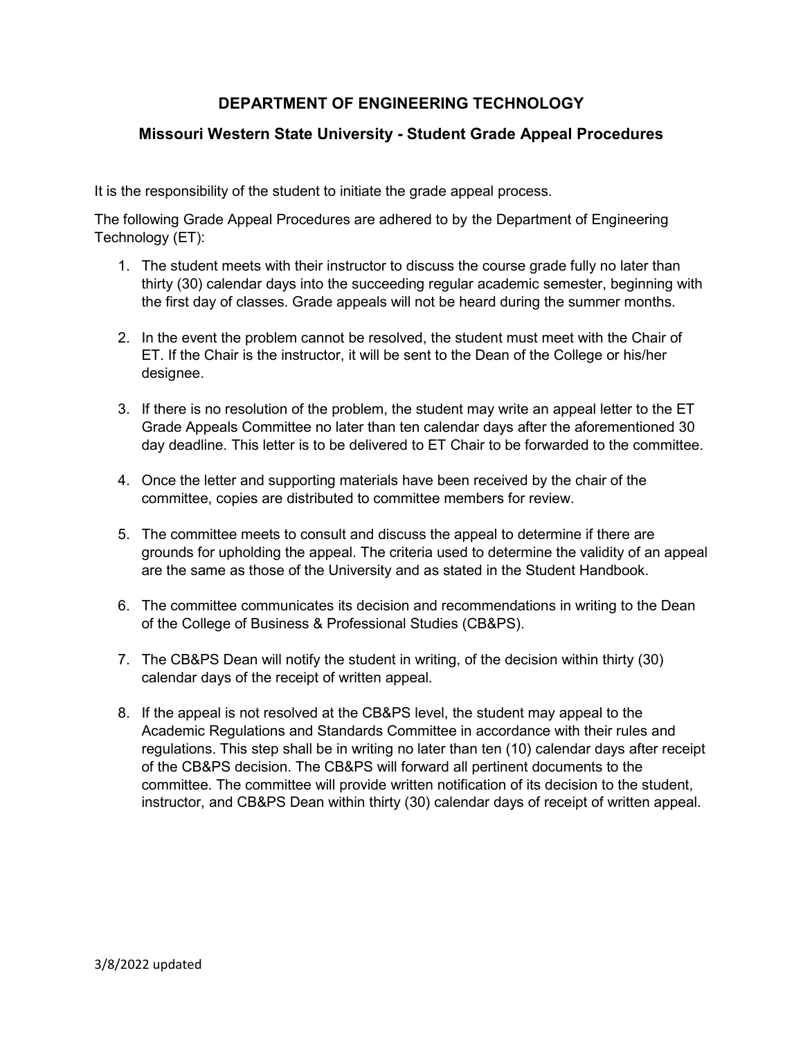# DEPARTMENT OF ENGINEERING TECHNOLOGY

## Missouri Western State University - Student Grade Appeal Procedures

It is the responsibility of the student to initiate the grade appeal process.

The following Grade Appeal Procedures are adhered to by the Department of Engineering Technology (ET):

1. The student meets with their instructor to discuss the course grade fully no later than thirty (30) calendar days into the succeeding regular academic semester, beginning with the first day of classes. Grade appeals will not be heard during the summer months.

2. In the event the problem cannot be resolved, the student must meet with the Chair of ET. If the Chair is the instructor, it will be sent to the Dean of the College or his/her designee.

3. If there is no resolution of the problem, the student may write an appeal letter to the ET Grade Appeals Committee no later than ten calendar days after the aforementioned 30 day deadline. This letter is to be delivered to ET Chair to be forwarded to the committee.

4. Once the letter and supporting materials have been received by the chair of the committee, copies are distributed to committee members for review.

5. The committee meets to consult and discuss the appeal to determine if there are grounds for upholding the appeal. The criteria used to determine the validity of an appeal are the same as those of the University and as stated in the Student Handbook.

6. The committee communicates its decision and recommendations in writing to the Dean of the College of Business & Professional Studies (CB&PS).

7. The CB&PS Dean will notify the student in writing, of the decision within thirty (30) calendar days of the receipt of written appeal.

8. If the appeal is not resolved at the CB&PS level, the student may appeal to the Academic Regulations and Standards Committee in accordance with their rules and regulations. This step shall be in writing no later than ten (10) calendar days after receipt of the CB&PS decision. The CB&PS will forward all pertinent documents to the committee. The committee will provide written notification of its decision to the student, instructor, and CB&PS Dean within thirty (30) calendar days of receipt of written appeal.

3/8/2022 updated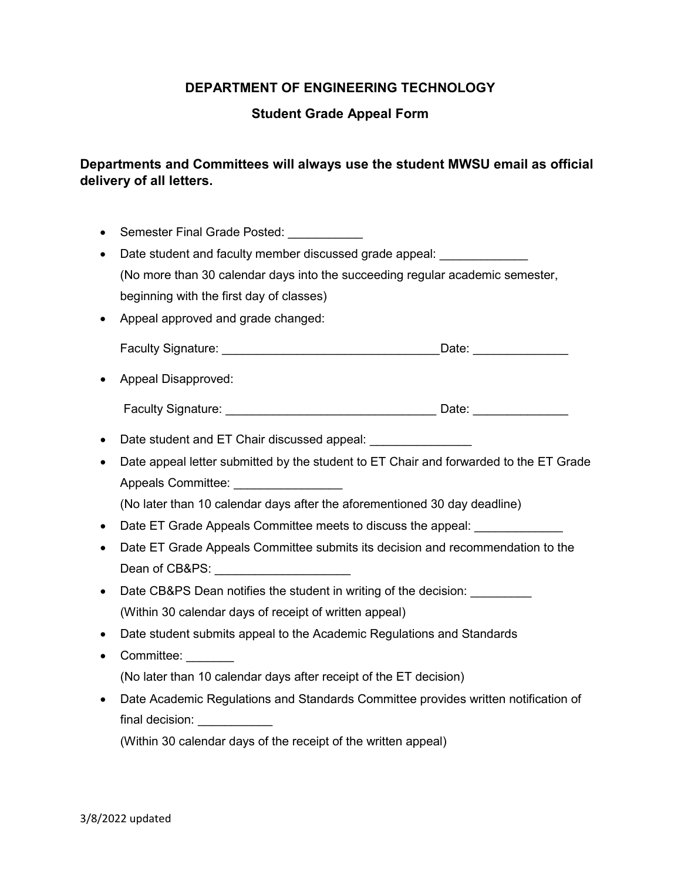## DEPARTMENT OF ENGINEERING TECHNOLOGY

### Student Grade Appeal Form

**Departments and Committees will always use the student MWSU email as official delivery of all letters.**

- Semester Final Grade Posted: ___________
- Date student and faculty member discussed grade appeal: _____________
  (No more than 30 calendar days into the succeeding regular academic semester, beginning with the first day of classes)
- Appeal approved and grade changed:

  Faculty Signature: _______________________________Date: ______________
- Appeal Disapproved:

  Faculty Signature: _______________________________ Date: ______________
- Date student and ET Chair discussed appeal: _______________
- Date appeal letter submitted by the student to ET Chair and forwarded to the ET Grade Appeals Committee: ________________
  (No later than 10 calendar days after the aforementioned 30 day deadline)
- Date ET Grade Appeals Committee meets to discuss the appeal: _____________
- Date ET Grade Appeals Committee submits its decision and recommendation to the Dean of CB&PS: ____________________
- Date CB&PS Dean notifies the student in writing of the decision: _________
  (Within 30 calendar days of receipt of written appeal)
- Date student submits appeal to the Academic Regulations and Standards
- Committee: _______
  (No later than 10 calendar days after receipt of the ET decision)
- Date Academic Regulations and Standards Committee provides written notification of final decision: ___________
  (Within 30 calendar days of the receipt of the written appeal)

3/8/2022 updated